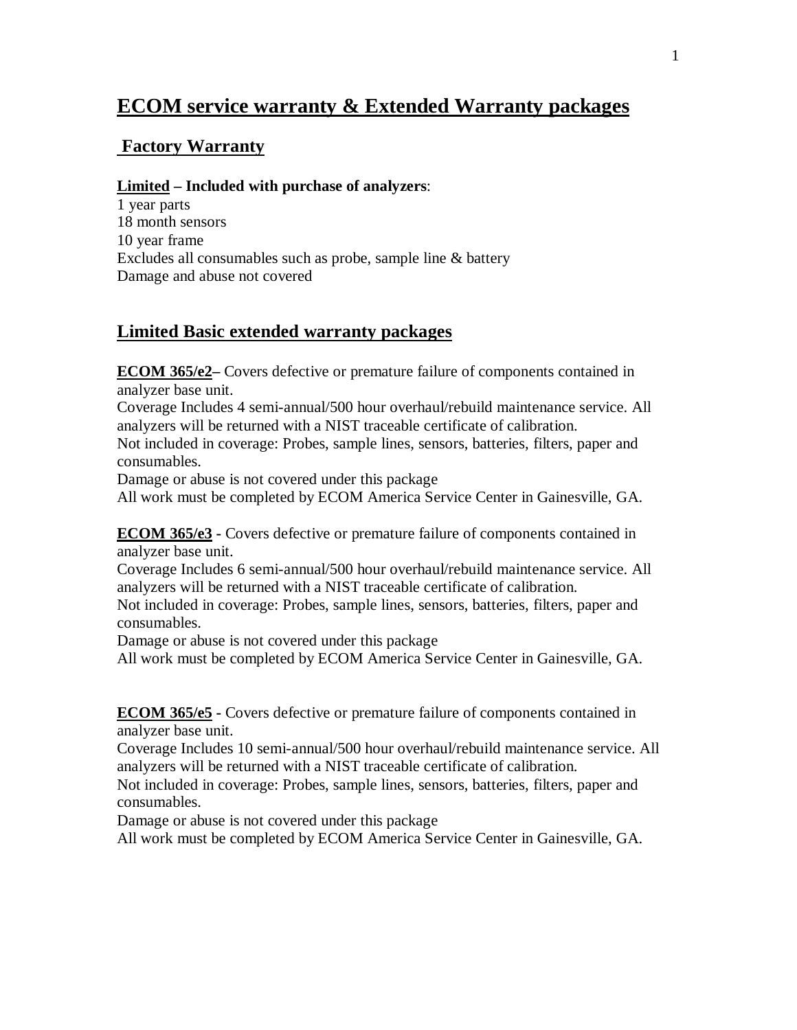# ECOM service warranty & Extended Warranty packages

## Factory Warranty

**Limited – Included with purchase of analyzers**:

1 year parts
18 month sensors
10 year frame
Excludes all consumables such as probe, sample line & battery
Damage and abuse not covered

## Limited Basic extended warranty packages

**ECOM 365/e2–** Covers defective or premature failure of components contained in analyzer base unit.
Coverage Includes 4 semi-annual/500 hour overhaul/rebuild maintenance service. All analyzers will be returned with a NIST traceable certificate of calibration.
Not included in coverage: Probes, sample lines, sensors, batteries, filters, paper and consumables.
Damage or abuse is not covered under this package
All work must be completed by ECOM America Service Center in Gainesville, GA.

**ECOM 365/e3 -** Covers defective or premature failure of components contained in analyzer base unit.
Coverage Includes 6 semi-annual/500 hour overhaul/rebuild maintenance service. All analyzers will be returned with a NIST traceable certificate of calibration.
Not included in coverage: Probes, sample lines, sensors, batteries, filters, paper and consumables.
Damage or abuse is not covered under this package
All work must be completed by ECOM America Service Center in Gainesville, GA.

**ECOM 365/e5 -** Covers defective or premature failure of components contained in analyzer base unit.
Coverage Includes 10 semi-annual/500 hour overhaul/rebuild maintenance service. All analyzers will be returned with a NIST traceable certificate of calibration.
Not included in coverage: Probes, sample lines, sensors, batteries, filters, paper and consumables.
Damage or abuse is not covered under this package
All work must be completed by ECOM America Service Center in Gainesville, GA.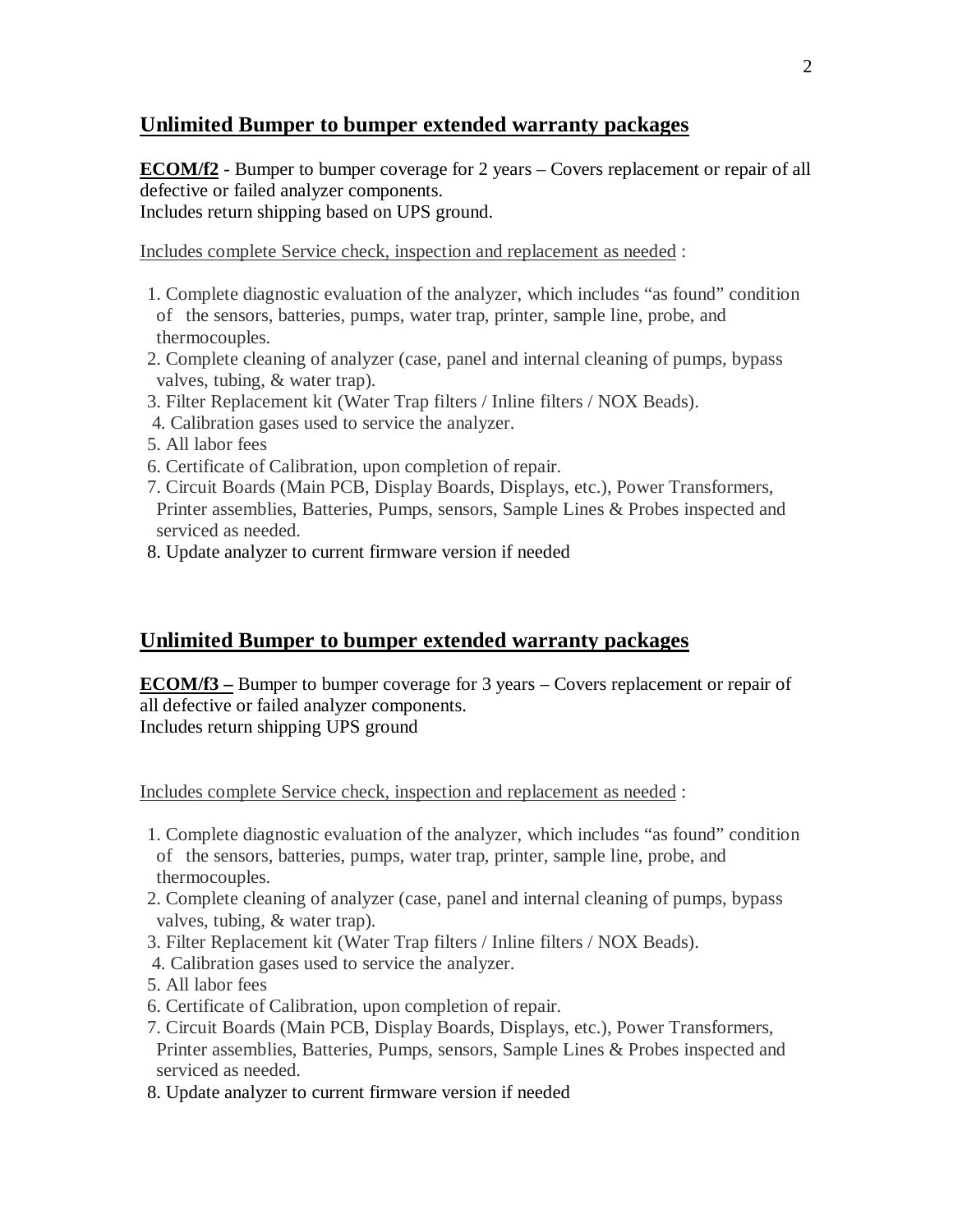## Unlimited Bumper to bumper extended warranty packages

**ECOM/f2** - Bumper to bumper coverage for 2 years – Covers replacement or repair of all defective or failed analyzer components.
Includes return shipping based on UPS ground.

Includes complete Service check, inspection and replacement as needed :

1. Complete diagnostic evaluation of the analyzer, which includes "as found" condition of the sensors, batteries, pumps, water trap, printer, sample line, probe, and thermocouples.
2. Complete cleaning of analyzer (case, panel and internal cleaning of pumps, bypass valves, tubing, & water trap).
3. Filter Replacement kit (Water Trap filters / Inline filters / NOX Beads).
4. Calibration gases used to service the analyzer.
5. All labor fees
6. Certificate of Calibration, upon completion of repair.
7. Circuit Boards (Main PCB, Display Boards, Displays, etc.), Power Transformers, Printer assemblies, Batteries, Pumps, sensors, Sample Lines & Probes inspected and serviced as needed.
8. Update analyzer to current firmware version if needed

## Unlimited Bumper to bumper extended warranty packages

**ECOM/f3 –** Bumper to bumper coverage for 3 years – Covers replacement or repair of all defective or failed analyzer components.
Includes return shipping UPS ground

Includes complete Service check, inspection and replacement as needed :

1. Complete diagnostic evaluation of the analyzer, which includes "as found" condition of the sensors, batteries, pumps, water trap, printer, sample line, probe, and thermocouples.
2. Complete cleaning of analyzer (case, panel and internal cleaning of pumps, bypass valves, tubing, & water trap).
3. Filter Replacement kit (Water Trap filters / Inline filters / NOX Beads).
4. Calibration gases used to service the analyzer.
5. All labor fees
6. Certificate of Calibration, upon completion of repair.
7. Circuit Boards (Main PCB, Display Boards, Displays, etc.), Power Transformers, Printer assemblies, Batteries, Pumps, sensors, Sample Lines & Probes inspected and serviced as needed.
8. Update analyzer to current firmware version if needed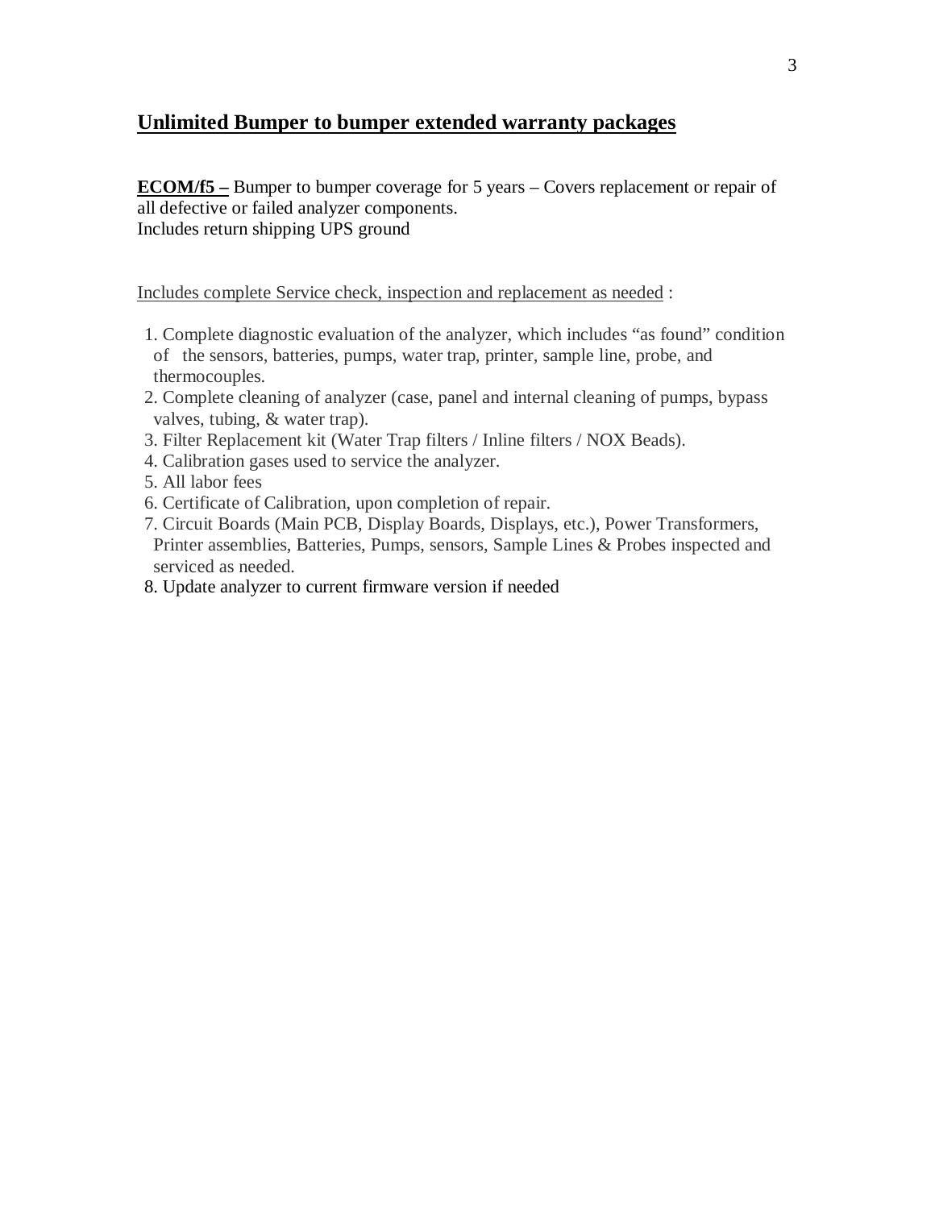## Unlimited Bumper to bumper extended warranty packages

**ECOM/f5 –** Bumper to bumper coverage for 5 years – Covers replacement or repair of all defective or failed analyzer components.
Includes return shipping UPS ground

Includes complete Service check, inspection and replacement as needed :

1. Complete diagnostic evaluation of the analyzer, which includes "as found" condition of the sensors, batteries, pumps, water trap, printer, sample line, probe, and thermocouples.
2. Complete cleaning of analyzer (case, panel and internal cleaning of pumps, bypass valves, tubing, & water trap).
3. Filter Replacement kit (Water Trap filters / Inline filters / NOX Beads).
4. Calibration gases used to service the analyzer.
5. All labor fees
6. Certificate of Calibration, upon completion of repair.
7. Circuit Boards (Main PCB, Display Boards, Displays, etc.), Power Transformers, Printer assemblies, Batteries, Pumps, sensors, Sample Lines & Probes inspected and serviced as needed.
8. Update analyzer to current firmware version if needed